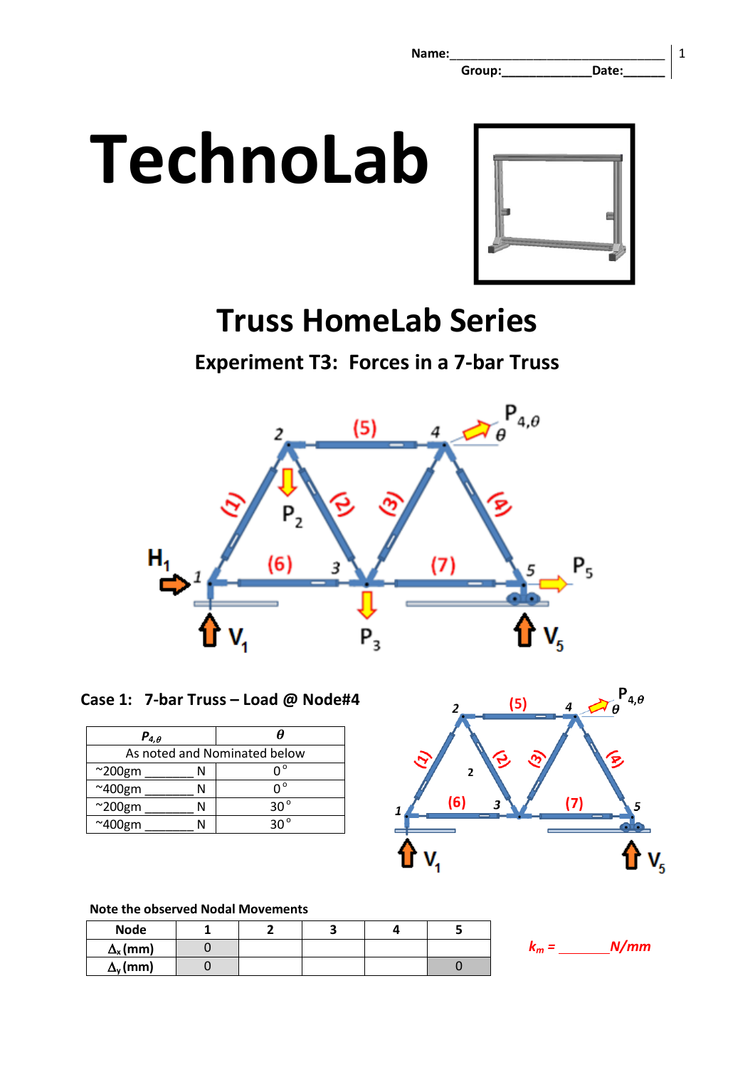Name:\_\_\_\_\_\_\_\_\_\_\_\_\_\_\_\_\_\_\_\_\_\_\_\_\_\_\_\_\_\_\_\_

Group:\_\_\_\_\_\_\_\_\_\_\_\_\_Date:\_\_\_\_\_\_

# TechnoLab

## Truss HomeLab Series

### Experiment T3: Forces in a 7-bar Truss

### Case 1: 7-bar Truss – Load @ Node#4

| $P_{4,\theta}$ | $\theta$ |
|---|---|
| As noted and Nominated below | |
| ~200gm _______ N | 0° |
| ~400gm _______ N | 0° |
| ~200gm _______ N | 30° |
| ~400gm _______ N | 30° |

**Note the observed Nodal Movements**

| Node | 1 | 2 | 3 | 4 | 5 |
|---|---|---|---|---|---|
| $\Delta_x$ (mm) | 0 | | | | |
| $\Delta_y$ (mm) | 0 | | | | 0 |

$k_m$ = _______ N/mm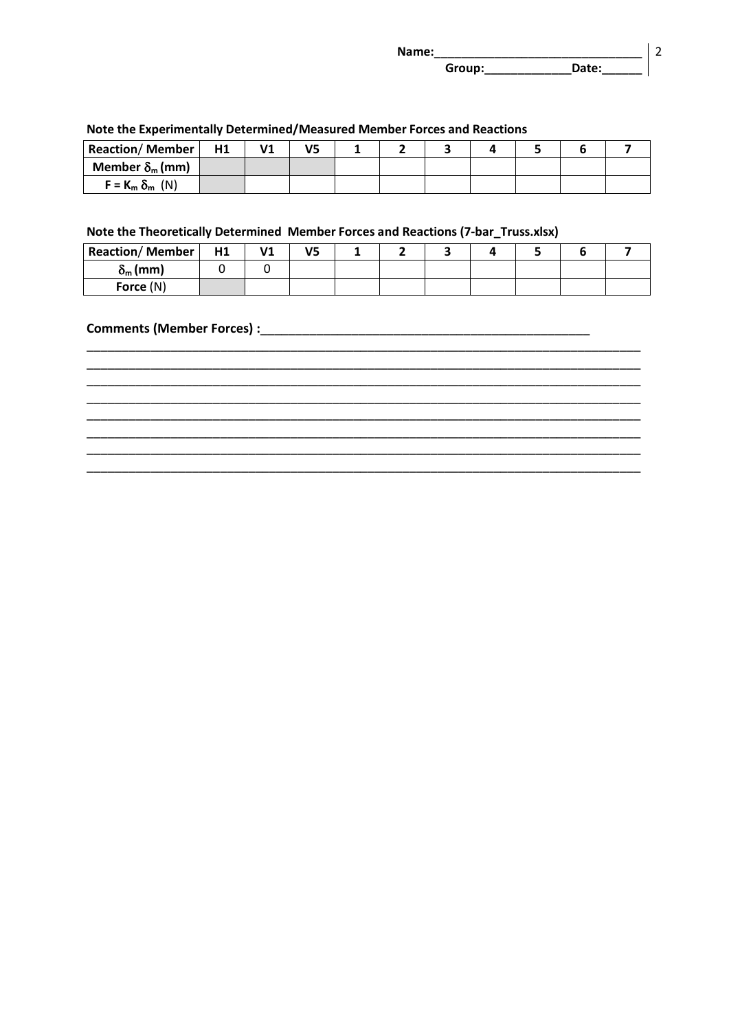Name:______________________________
Group:____________Date:______

**Note the Experimentally Determined/Measured Member Forces and Reactions**

| Reaction/ Member | H1 | V1 | V5 | 1 | 2 | 3 | 4 | 5 | 6 | 7 |
|---|---|---|---|---|---|---|---|---|---|---|
| Member $\delta_m$ (mm) | | | | | | | | | | |
| $F = K_m \delta_m$ (N) | | | | | | | | | | |

**Note the Theoretically Determined Member Forces and Reactions (7-bar_Truss.xlsx)**

| Reaction/ Member | H1 | V1 | V5 | 1 | 2 | 3 | 4 | 5 | 6 | 7 |
|---|---|---|---|---|---|---|---|---|---|---|
| $\delta_m$ (mm) | 0 | 0 | | | | | | | | |
| Force (N) | | | | | | | | | | |

**Comments (Member Forces) :**_______________________________________________

_________________________________________________________________________________
_________________________________________________________________________________
_________________________________________________________________________________
_________________________________________________________________________________
_________________________________________________________________________________
_________________________________________________________________________________
_________________________________________________________________________________
_________________________________________________________________________________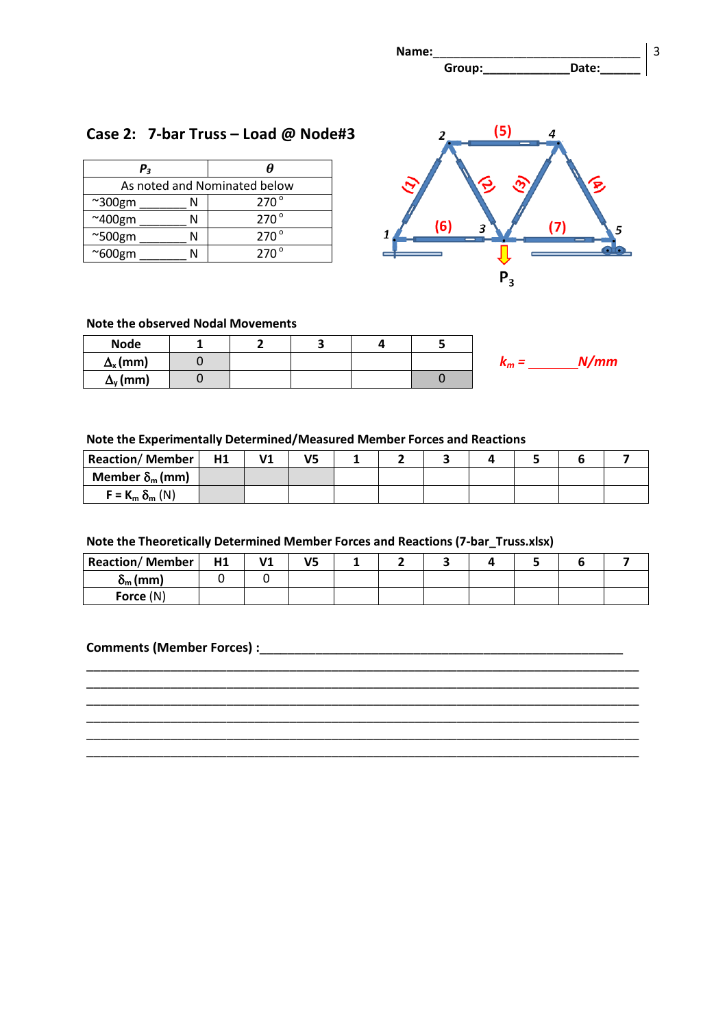Name:______________________________
Group:_____________Date:______

## Case 2: 7-bar Truss – Load @ Node#3

| $P_3$ | $\theta$ |
|---|---|
| As noted and Nominated below | |
| ~300gm _______ N | 270° |
| ~400gm _______ N | 270° |
| ~500gm _______ N | 270° |
| ~600gm _______ N | 270° |

**Note the observed Nodal Movements**

| Node | 1 | 2 | 3 | 4 | 5 |
|---|---|---|---|---|---|
| $\Delta_x$ (mm) | 0 | | | | |
| $\Delta_y$ (mm) | 0 | | | | 0 |

*$k_m$ = _______N/mm*

**Note the Experimentally Determined/Measured Member Forces and Reactions**

| Reaction/ Member | H1 | V1 | V5 | 1 | 2 | 3 | 4 | 5 | 6 | 7 |
|---|---|---|---|---|---|---|---|---|---|---|
| Member $\delta_m$ (mm) | | | | | | | | | | |
| $F = K_m \delta_m$ (N) | | | | | | | | | | |

**Note the Theoretically Determined Member Forces and Reactions (7-bar_Truss.xlsx)**

| Reaction/ Member | H1 | V1 | V5 | 1 | 2 | 3 | 4 | 5 | 6 | 7 |
|---|---|---|---|---|---|---|---|---|---|---|
| $\delta_m$ (mm) | 0 | 0 | | | | | | | | |
| Force (N) | | | | | | | | | | |

**Comments (Member Forces) :**_______________________________________________________

_____________________________________________________________________________

_____________________________________________________________________________

_____________________________________________________________________________

_____________________________________________________________________________

_____________________________________________________________________________

_____________________________________________________________________________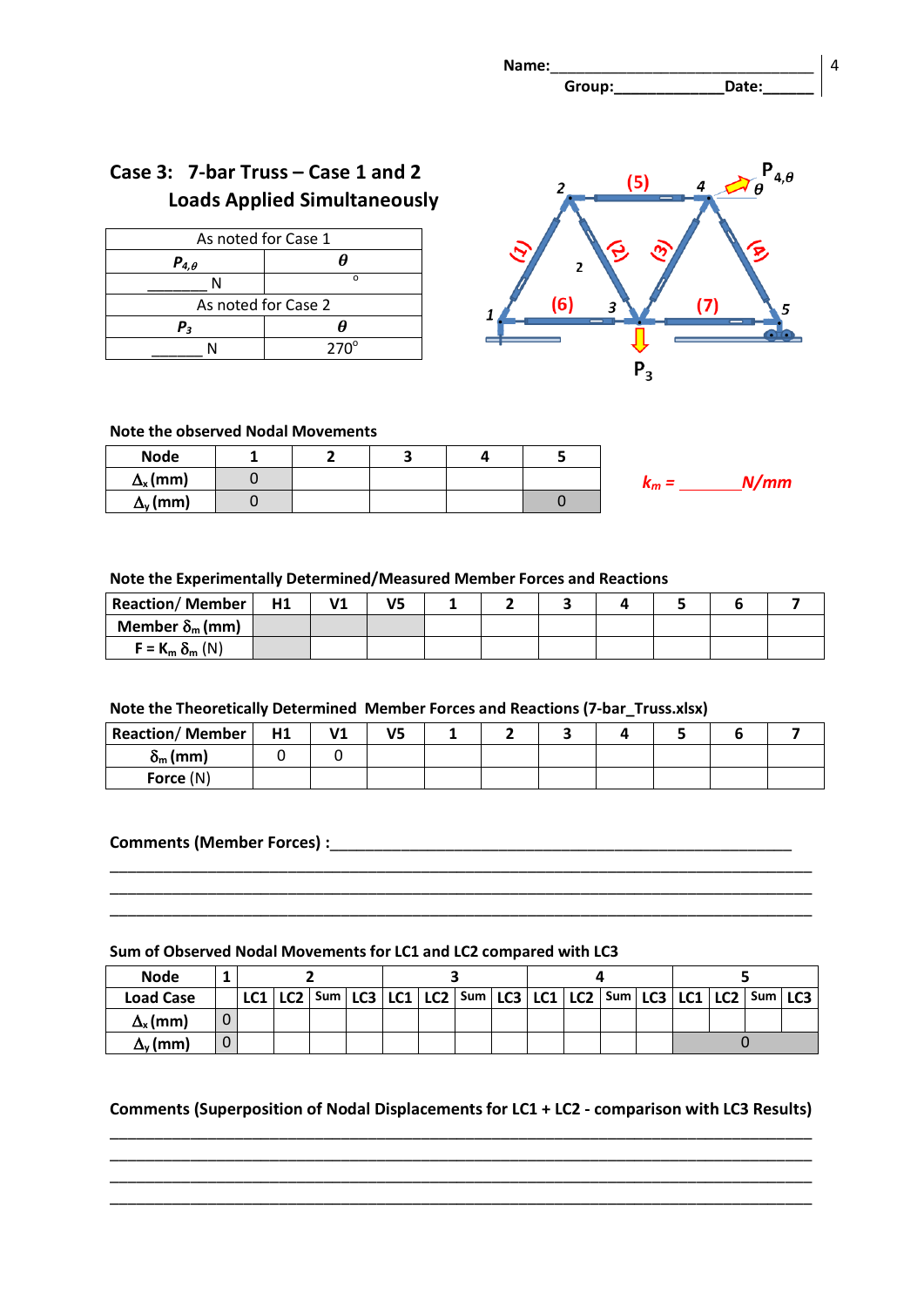Name:_______________________________
Group:_____________Date:______

## Case 3: 7-bar Truss – Case 1 and 2 Loads Applied Simultaneously

| As noted for Case 1 | |
|---|---|
| $P_{4,\theta}$ | $\theta$ |
| _______ N | ° |
| As noted for Case 2 | |
| $P_3$ | $\theta$ |
| ______ N | 270° |

**Note the observed Nodal Movements**

| Node | 1 | 2 | 3 | 4 | 5 |
|---|---|---|---|---|---|
| $\Delta_x$ (mm) | 0 | | | | |
| $\Delta_y$ (mm) | 0 | | | | 0 |

*$k_m$ = _______N/mm*

**Note the Experimentally Determined/Measured Member Forces and Reactions**

| Reaction/ Member | H1 | V1 | V5 | 1 | 2 | 3 | 4 | 5 | 6 | 7 |
|---|---|---|---|---|---|---|---|---|---|---|
| Member $\delta_m$ (mm) | | | | | | | | | | |
| $F = K_m \delta_m$ (N) | | | | | | | | | | |

**Note the Theoretically Determined Member Forces and Reactions (7-bar_Truss.xlsx)**

| Reaction/ Member | H1 | V1 | V5 | 1 | 2 | 3 | 4 | 5 | 6 | 7 |
|---|---|---|---|---|---|---|---|---|---|---|
| $\delta_m$ (mm) | 0 | 0 | | | | | | | | |
| Force (N) | | | | | | | | | | |

**Comments (Member Forces) :**_______________________________________________________
___________________________________________________________________________
___________________________________________________________________________
___________________________________________________________________________

**Sum of Observed Nodal Movements for LC1 and LC2 compared with LC3**

| Node | 1 | 2 | | | | 3 | | | | 4 | | | | 5 | | | |
|---|---|---|---|---|---|---|---|---|---|---|---|---|---|---|---|---|---|
| Load Case | | LC1 | LC2 | Sum | LC3 | LC1 | LC2 | Sum | LC3 | LC1 | LC2 | Sum | LC3 | LC1 | LC2 | Sum | LC3 |
| $\Delta_x$ (mm) | 0 | | | | | | | | | | | | | | | | |
| $\Delta_y$ (mm) | 0 | | | | | | | | | | | | | 0 | | | |

**Comments (Superposition of Nodal Displacements for LC1 + LC2 - comparison with LC3 Results)**
___________________________________________________________________________
___________________________________________________________________________
___________________________________________________________________________
___________________________________________________________________________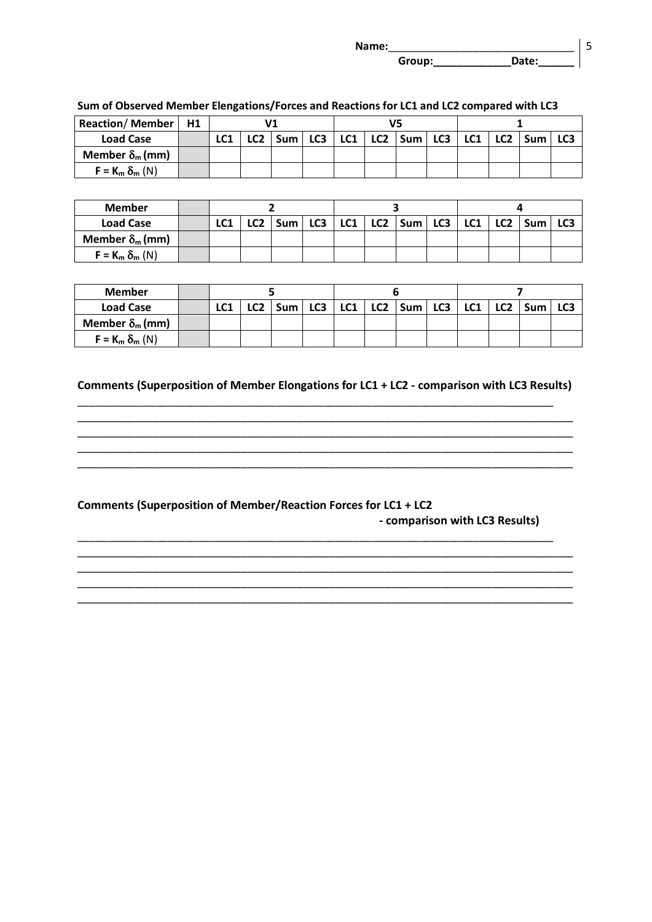Name:_______________________________

Group:_____________Date:______

**Sum of Observed Member Elengations/Forces and Reactions for LC1 and LC2 compared with LC3**

| Reaction/ Member | H1 | V1 | | | | V5 | | | | 1 | | | |
|---|---|---|---|---|---|---|---|---|---|---|---|---|---|
| **Load Case** | | LC1 | LC2 | Sum | LC3 | LC1 | LC2 | Sum | LC3 | LC1 | LC2 | Sum | LC3 |
| **Member $\delta_m$ (mm)** | | | | | | | | | | | | | |
| **$F = K_m \delta_m$ (N)** | | | | | | | | | | | | | |

| Member | | 2 | | | | 3 | | | | 4 | | | |
|---|---|---|---|---|---|---|---|---|---|---|---|---|---|
| **Load Case** | | LC1 | LC2 | Sum | LC3 | LC1 | LC2 | Sum | LC3 | LC1 | LC2 | Sum | LC3 |
| **Member $\delta_m$ (mm)** | | | | | | | | | | | | | |
| **$F = K_m \delta_m$ (N)** | | | | | | | | | | | | | |

| Member | | 5 | | | | 6 | | | | 7 | | | |
|---|---|---|---|---|---|---|---|---|---|---|---|---|---|
| **Load Case** | | LC1 | LC2 | Sum | LC3 | LC1 | LC2 | Sum | LC3 | LC1 | LC2 | Sum | LC3 |
| **Member $\delta_m$ (mm)** | | | | | | | | | | | | | |
| **$F = K_m \delta_m$ (N)** | | | | | | | | | | | | | |

**Comments (Superposition of Member Elongations for LC1 + LC2 - comparison with LC3 Results)**

_______________________________________________________________________________

_______________________________________________________________________________

_______________________________________________________________________________

_______________________________________________________________________________

_______________________________________________________________________________

**Comments (Superposition of Member/Reaction Forces for LC1 + LC2 - comparison with LC3 Results)**

_______________________________________________________________________________

_______________________________________________________________________________

_______________________________________________________________________________

_______________________________________________________________________________

_______________________________________________________________________________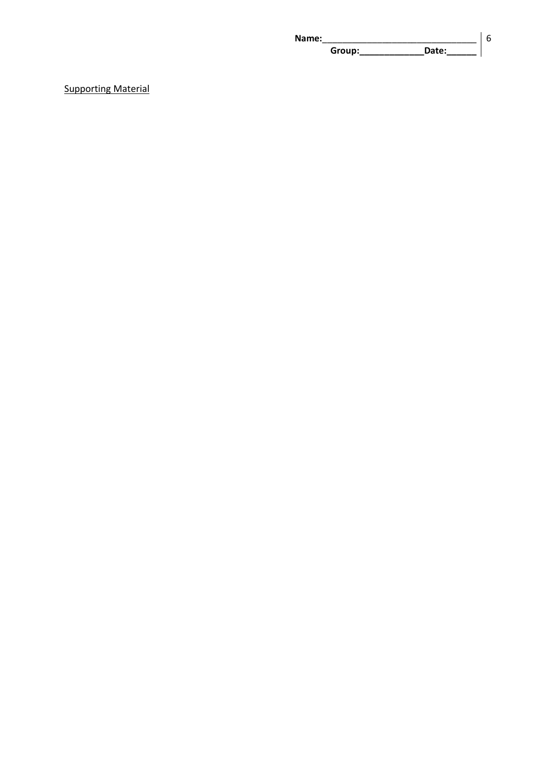Supporting Material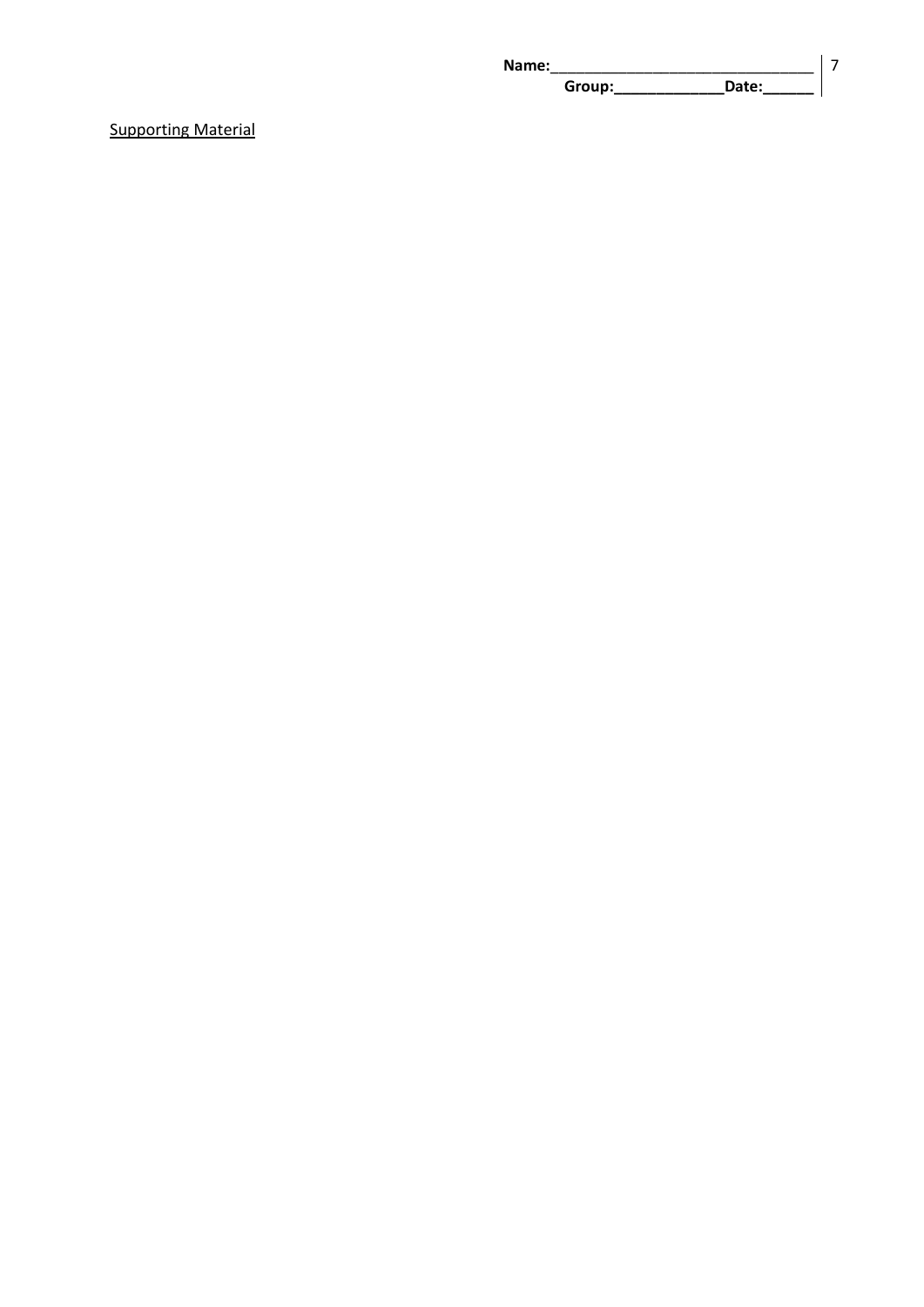Name:______________________________
Group:_____________Date:______

Supporting Material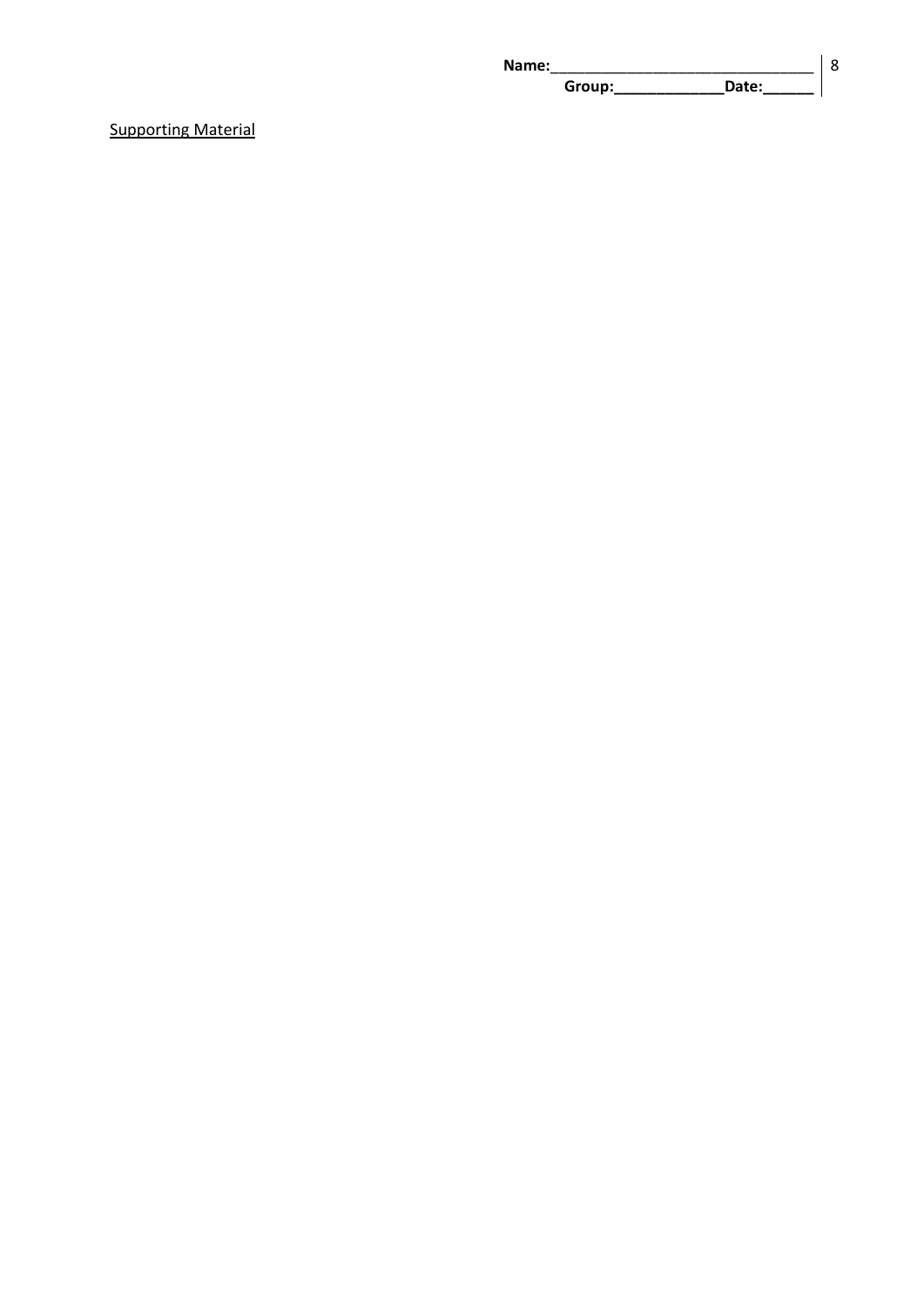Supporting Material